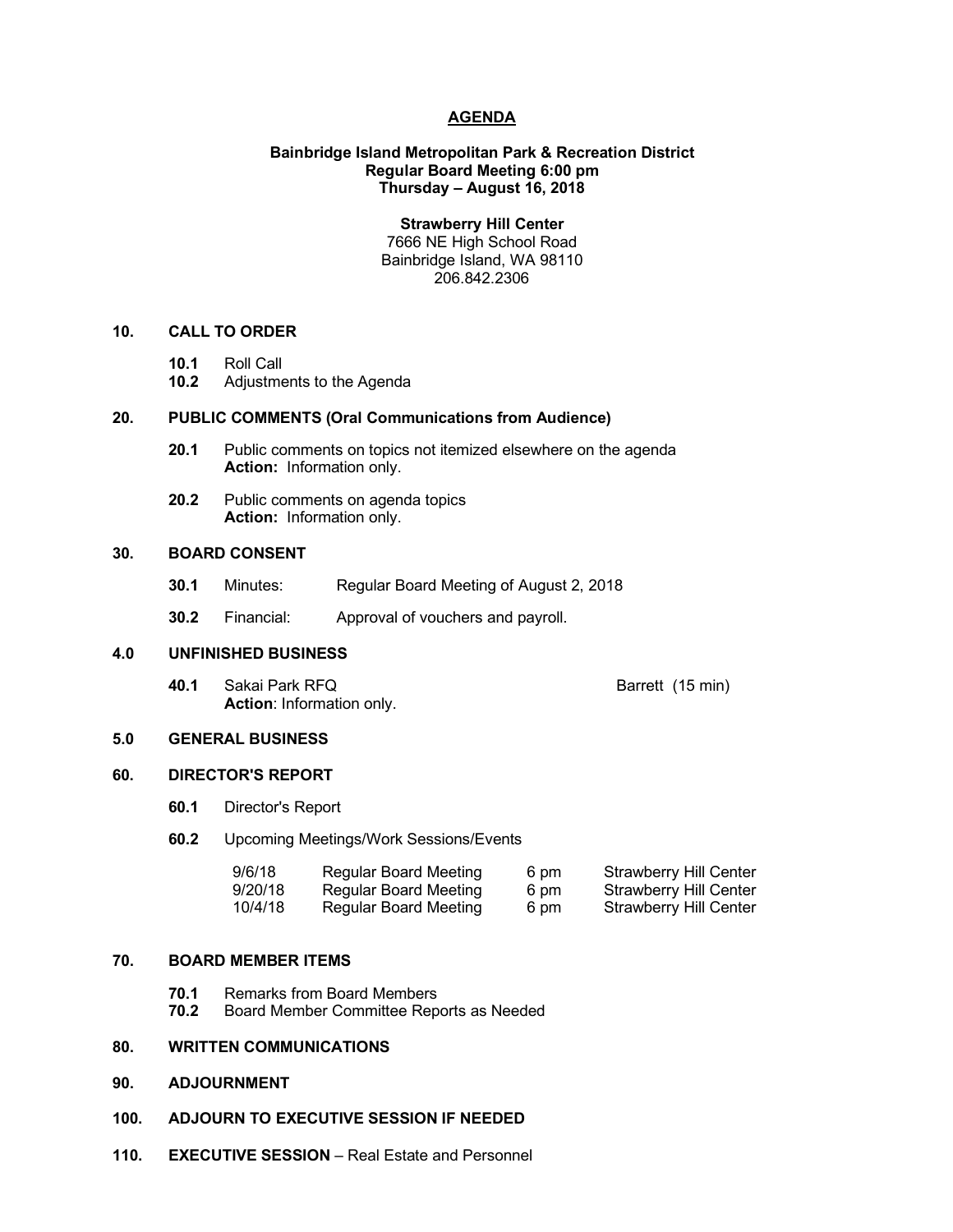# AGENDA

**Bainbridge Island Metropolitan Park & Recreation District**
**Regular Board Meeting 6:00 pm**
**Thursday – August 16, 2018**

**Strawberry Hill Center**
7666 NE High School Road
Bainbridge Island, WA 98110
206.842.2306

## 10. CALL TO ORDER

- **10.1** Roll Call
- **10.2** Adjustments to the Agenda

## 20. PUBLIC COMMENTS (Oral Communications from Audience)

- **20.1** Public comments on topics not itemized elsewhere on the agenda
  **Action:** Information only.
- **20.2** Public comments on agenda topics
  **Action:** Information only.

## 30. BOARD CONSENT

- **30.1** Minutes: Regular Board Meeting of August 2, 2018
- **30.2** Financial: Approval of vouchers and payroll.

## 4.0 UNFINISHED BUSINESS

- **40.1** Sakai Park RFQ — Barrett (15 min)
  **Action**: Information only.

## 5.0 GENERAL BUSINESS

## 60. DIRECTOR'S REPORT

- **60.1** Director's Report
- **60.2** Upcoming Meetings/Work Sessions/Events

| | | | |
|---|---|---|---|
| 9/6/18 | Regular Board Meeting | 6 pm | Strawberry Hill Center |
| 9/20/18 | Regular Board Meeting | 6 pm | Strawberry Hill Center |
| 10/4/18 | Regular Board Meeting | 6 pm | Strawberry Hill Center |

## 70. BOARD MEMBER ITEMS

- **70.1** Remarks from Board Members
- **70.2** Board Member Committee Reports as Needed

## 80. WRITTEN COMMUNICATIONS

## 90. ADJOURNMENT

## 100. ADJOURN TO EXECUTIVE SESSION IF NEEDED

## 110. EXECUTIVE SESSION – Real Estate and Personnel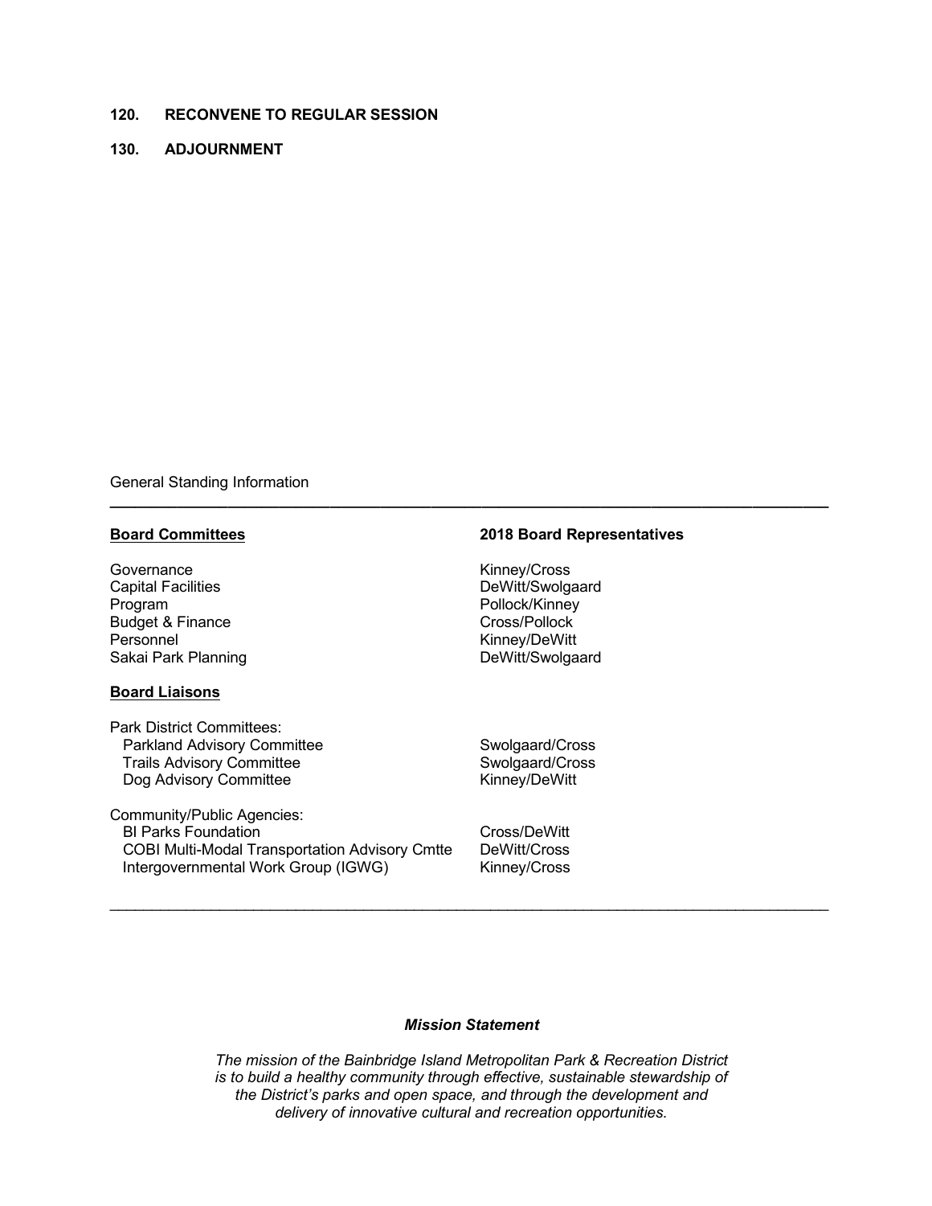**120. RECONVENE TO REGULAR SESSION**

**130. ADJOURNMENT**

General Standing Information

---

| **Board Committees** | **2018 Board Representatives** |
|---|---|
| Governance | Kinney/Cross |
| Capital Facilities | DeWitt/Swolgaard |
| Program | Pollock/Kinney |
| Budget & Finance | Cross/Pollock |
| Personnel | Kinney/DeWitt |
| Sakai Park Planning | DeWitt/Swolgaard |

**Board Liaisons**

| | |
|---|---|
| Park District Committees: | |
| Parkland Advisory Committee | Swolgaard/Cross |
| Trails Advisory Committee | Swolgaard/Cross |
| Dog Advisory Committee | Kinney/DeWitt |
| Community/Public Agencies: | |
| BI Parks Foundation | Cross/DeWitt |
| COBI Multi-Modal Transportation Advisory Cmtte | DeWitt/Cross |
| Intergovernmental Work Group (IGWG) | Kinney/Cross |

---

***Mission Statement***

*The mission of the Bainbridge Island Metropolitan Park & Recreation District is to build a healthy community through effective, sustainable stewardship of the District's parks and open space, and through the development and delivery of innovative cultural and recreation opportunities.*